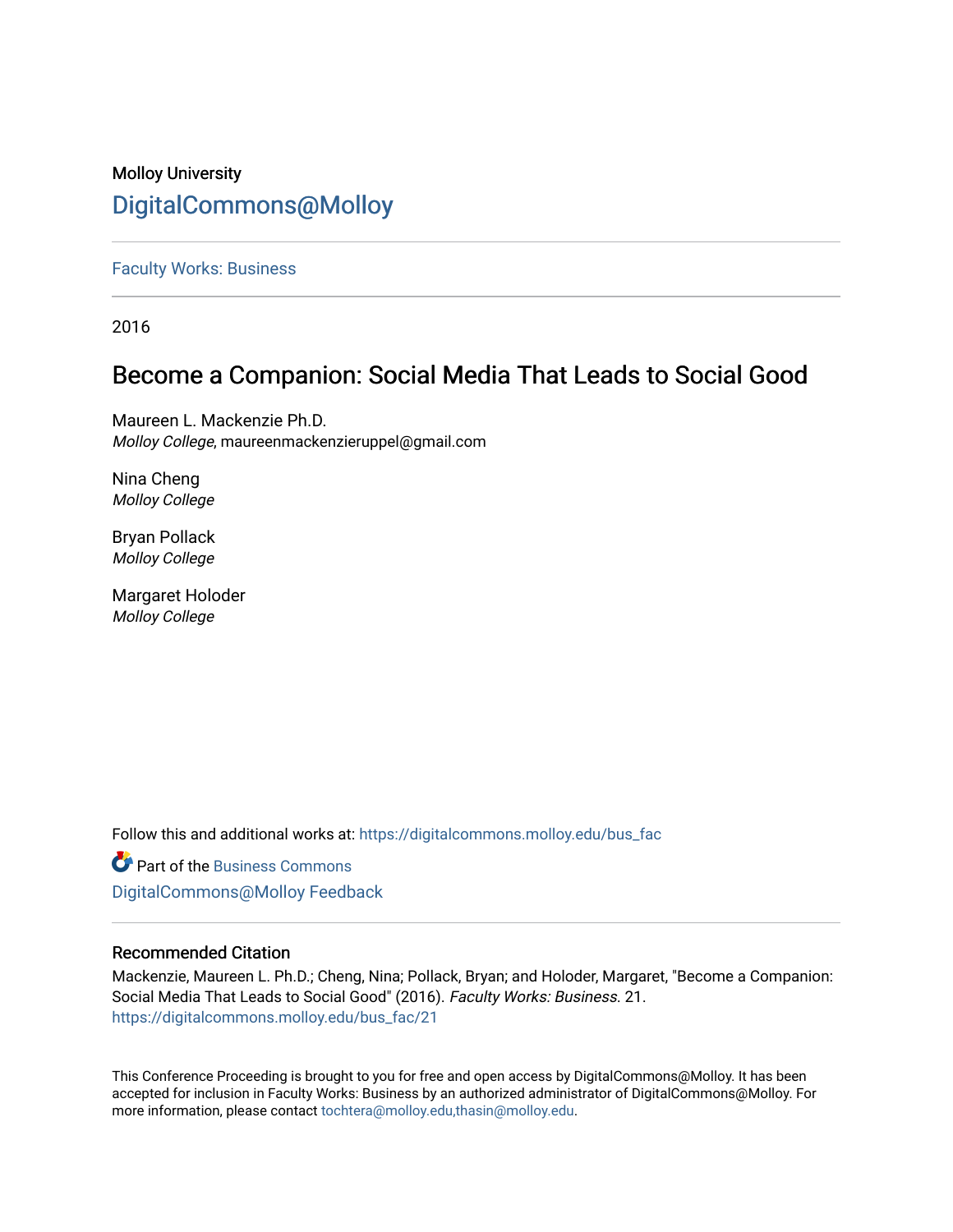Molloy University

DigitalCommons@Molloy

---

Faculty Works: Business

---

2016

# Become a Companion: Social Media That Leads to Social Good

Maureen L. Mackenzie Ph.D.
*Molloy College*, maureenmackenzieruppel@gmail.com

Nina Cheng
*Molloy College*

Bryan Pollack
*Molloy College*

Margaret Holoder
*Molloy College*

Follow this and additional works at: https://digitalcommons.molloy.edu/bus_fac

Part of the Business Commons

DigitalCommons@Molloy Feedback

---

## Recommended Citation

Mackenzie, Maureen L. Ph.D.; Cheng, Nina; Pollack, Bryan; and Holoder, Margaret, "Become a Companion: Social Media That Leads to Social Good" (2016). *Faculty Works: Business*. 21.
https://digitalcommons.molloy.edu/bus_fac/21

This Conference Proceeding is brought to you for free and open access by DigitalCommons@Molloy. It has been accepted for inclusion in Faculty Works: Business by an authorized administrator of DigitalCommons@Molloy. For more information, please contact tochtera@molloy.edu,thasin@molloy.edu.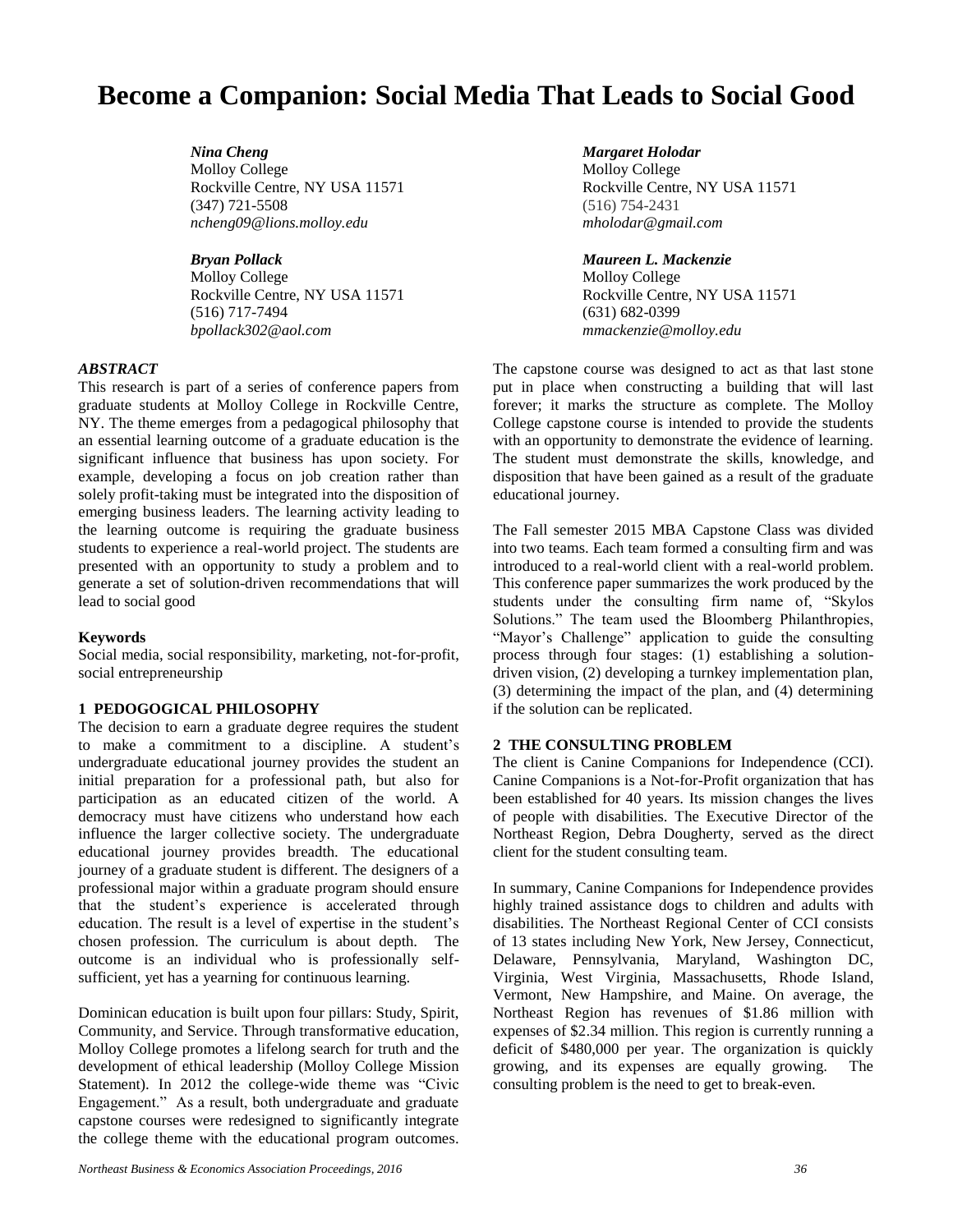# Become a Companion: Social Media That Leads to Social Good

*Nina Cheng*
Molloy College
Rockville Centre, NY USA 11571
(347) 721-5508
*ncheng09@lions.molloy.edu*

*Margaret Holodar*
Molloy College
Rockville Centre, NY USA 11571
(516) 754-2431
*mholodar@gmail.com*

*Bryan Pollack*
Molloy College
Rockville Centre, NY USA 11571
(516) 717-7494
*bpollack302@aol.com*

*Maureen L. Mackenzie*
Molloy College
Rockville Centre, NY USA 11571
(631) 682-0399
*mmackenzie@molloy.edu*

### *ABSTRACT*

This research is part of a series of conference papers from graduate students at Molloy College in Rockville Centre, NY. The theme emerges from a pedagogical philosophy that an essential learning outcome of a graduate education is the significant influence that business has upon society. For example, developing a focus on job creation rather than solely profit-taking must be integrated into the disposition of emerging business leaders. The learning activity leading to the learning outcome is requiring the graduate business students to experience a real-world project. The students are presented with an opportunity to study a problem and to generate a set of solution-driven recommendations that will lead to social good

### Keywords

Social media, social responsibility, marketing, not-for-profit, social entrepreneurship

## 1 PEDOGOGICAL PHILOSOPHY

The decision to earn a graduate degree requires the student to make a commitment to a discipline. A student's undergraduate educational journey provides the student an initial preparation for a professional path, but also for participation as an educated citizen of the world. A democracy must have citizens who understand how each influence the larger collective society. The undergraduate educational journey provides breadth. The educational journey of a graduate student is different. The designers of a professional major within a graduate program should ensure that the student's experience is accelerated through education. The result is a level of expertise in the student's chosen profession. The curriculum is about depth. The outcome is an individual who is professionally self-sufficient, yet has a yearning for continuous learning.

Dominican education is built upon four pillars: Study, Spirit, Community, and Service. Through transformative education, Molloy College promotes a lifelong search for truth and the development of ethical leadership (Molloy College Mission Statement). In 2012 the college-wide theme was "Civic Engagement." As a result, both undergraduate and graduate capstone courses were redesigned to significantly integrate the college theme with the educational program outcomes. The capstone course was designed to act as that last stone put in place when constructing a building that will last forever; it marks the structure as complete. The Molloy College capstone course is intended to provide the students with an opportunity to demonstrate the evidence of learning. The student must demonstrate the skills, knowledge, and disposition that have been gained as a result of the graduate educational journey.

The Fall semester 2015 MBA Capstone Class was divided into two teams. Each team formed a consulting firm and was introduced to a real-world client with a real-world problem. This conference paper summarizes the work produced by the students under the consulting firm name of, "Skylos Solutions." The team used the Bloomberg Philanthropies, "Mayor's Challenge" application to guide the consulting process through four stages: (1) establishing a solution-driven vision, (2) developing a turnkey implementation plan, (3) determining the impact of the plan, and (4) determining if the solution can be replicated.

## 2 THE CONSULTING PROBLEM

The client is Canine Companions for Independence (CCI). Canine Companions is a Not-for-Profit organization that has been established for 40 years. Its mission changes the lives of people with disabilities. The Executive Director of the Northeast Region, Debra Dougherty, served as the direct client for the student consulting team.

In summary, Canine Companions for Independence provides highly trained assistance dogs to children and adults with disabilities. The Northeast Regional Center of CCI consists of 13 states including New York, New Jersey, Connecticut, Delaware, Pennsylvania, Maryland, Washington DC, Virginia, West Virginia, Massachusetts, Rhode Island, Vermont, New Hampshire, and Maine. On average, the Northeast Region has revenues of $1.86 million with expenses of $2.34 million. This region is currently running a deficit of $480,000 per year. The organization is quickly growing, and its expenses are equally growing. The consulting problem is the need to get to break-even.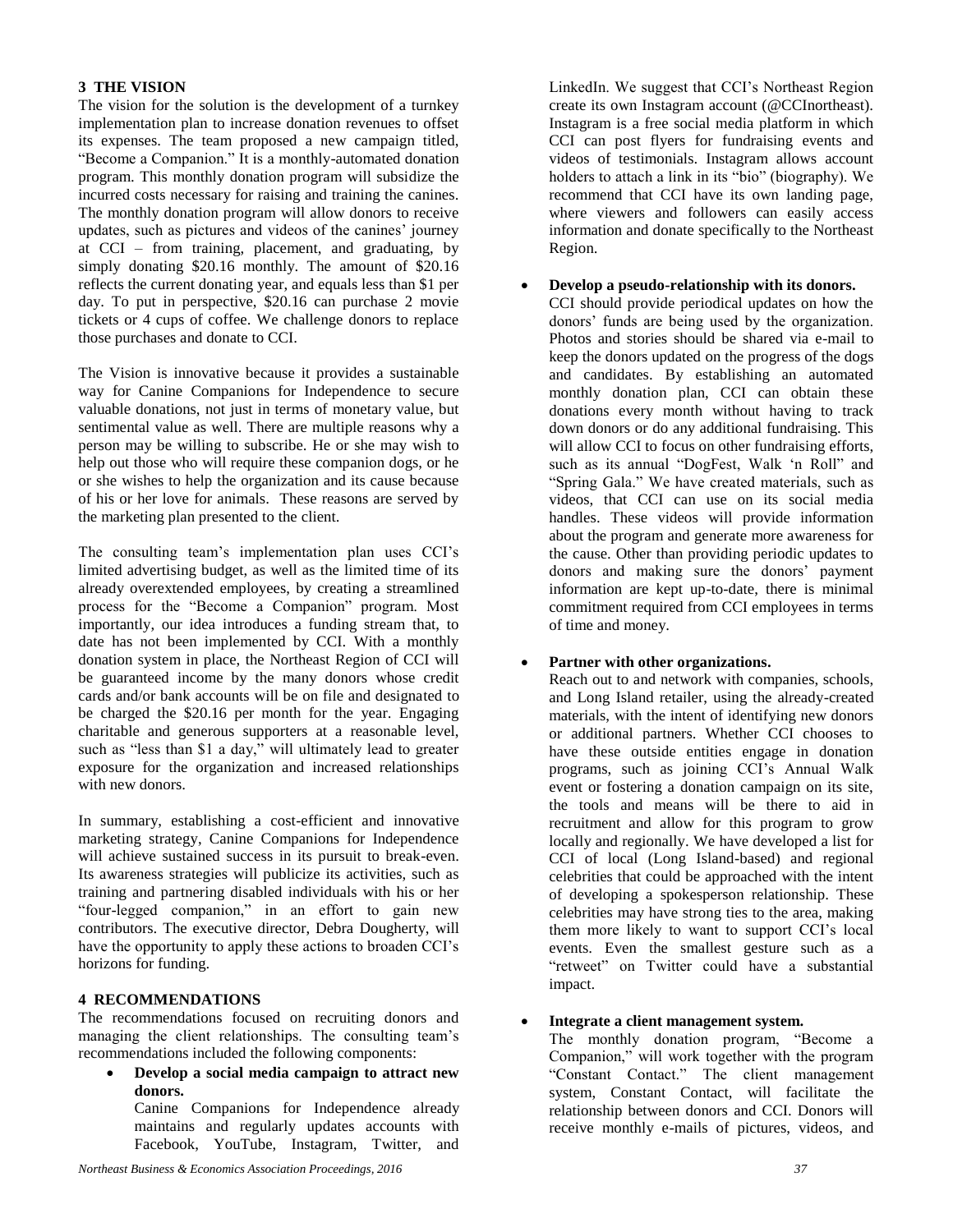## 3 THE VISION

The vision for the solution is the development of a turnkey implementation plan to increase donation revenues to offset its expenses. The team proposed a new campaign titled, "Become a Companion." It is a monthly-automated donation program. This monthly donation program will subsidize the incurred costs necessary for raising and training the canines. The monthly donation program will allow donors to receive updates, such as pictures and videos of the canines' journey at CCI – from training, placement, and graduating, by simply donating \$20.16 monthly. The amount of \$20.16 reflects the current donating year, and equals less than \$1 per day. To put in perspective, \$20.16 can purchase 2 movie tickets or 4 cups of coffee. We challenge donors to replace those purchases and donate to CCI.

The Vision is innovative because it provides a sustainable way for Canine Companions for Independence to secure valuable donations, not just in terms of monetary value, but sentimental value as well. There are multiple reasons why a person may be willing to subscribe. He or she may wish to help out those who will require these companion dogs, or he or she wishes to help the organization and its cause because of his or her love for animals. These reasons are served by the marketing plan presented to the client.

The consulting team's implementation plan uses CCI's limited advertising budget, as well as the limited time of its already overextended employees, by creating a streamlined process for the "Become a Companion" program. Most importantly, our idea introduces a funding stream that, to date has not been implemented by CCI. With a monthly donation system in place, the Northeast Region of CCI will be guaranteed income by the many donors whose credit cards and/or bank accounts will be on file and designated to be charged the \$20.16 per month for the year. Engaging charitable and generous supporters at a reasonable level, such as "less than \$1 a day," will ultimately lead to greater exposure for the organization and increased relationships with new donors.

In summary, establishing a cost-efficient and innovative marketing strategy, Canine Companions for Independence will achieve sustained success in its pursuit to break-even. Its awareness strategies will publicize its activities, such as training and partnering disabled individuals with his or her "four-legged companion," in an effort to gain new contributors. The executive director, Debra Dougherty, will have the opportunity to apply these actions to broaden CCI's horizons for funding.

## 4 RECOMMENDATIONS

The recommendations focused on recruiting donors and managing the client relationships. The consulting team's recommendations included the following components:

- **Develop a social media campaign to attract new donors.**
  Canine Companions for Independence already maintains and regularly updates accounts with Facebook, YouTube, Instagram, Twitter, and LinkedIn. We suggest that CCI's Northeast Region create its own Instagram account (@CCInortheast). Instagram is a free social media platform in which CCI can post flyers for fundraising events and videos of testimonials. Instagram allows account holders to attach a link in its "bio" (biography). We recommend that CCI have its own landing page, where viewers and followers can easily access information and donate specifically to the Northeast Region.

- **Develop a pseudo-relationship with its donors.**
  CCI should provide periodical updates on how the donors' funds are being used by the organization. Photos and stories should be shared via e-mail to keep the donors updated on the progress of the dogs and candidates. By establishing an automated monthly donation plan, CCI can obtain these donations every month without having to track down donors or do any additional fundraising. This will allow CCI to focus on other fundraising efforts, such as its annual "DogFest, Walk 'n Roll" and "Spring Gala." We have created materials, such as videos, that CCI can use on its social media handles. These videos will provide information about the program and generate more awareness for the cause. Other than providing periodic updates to donors and making sure the donors' payment information are kept up-to-date, there is minimal commitment required from CCI employees in terms of time and money.

- **Partner with other organizations.**
  Reach out to and network with companies, schools, and Long Island retailer, using the already-created materials, with the intent of identifying new donors or additional partners. Whether CCI chooses to have these outside entities engage in donation programs, such as joining CCI's Annual Walk event or fostering a donation campaign on its site, the tools and means will be there to aid in recruitment and allow for this program to grow locally and regionally. We have developed a list for CCI of local (Long Island-based) and regional celebrities that could be approached with the intent of developing a spokesperson relationship. These celebrities may have strong ties to the area, making them more likely to want to support CCI's local events. Even the smallest gesture such as a "retweet" on Twitter could have a substantial impact.

- **Integrate a client management system.**
  The monthly donation program, "Become a Companion," will work together with the program "Constant Contact." The client management system, Constant Contact, will facilitate the relationship between donors and CCI. Donors will receive monthly e-mails of pictures, videos, and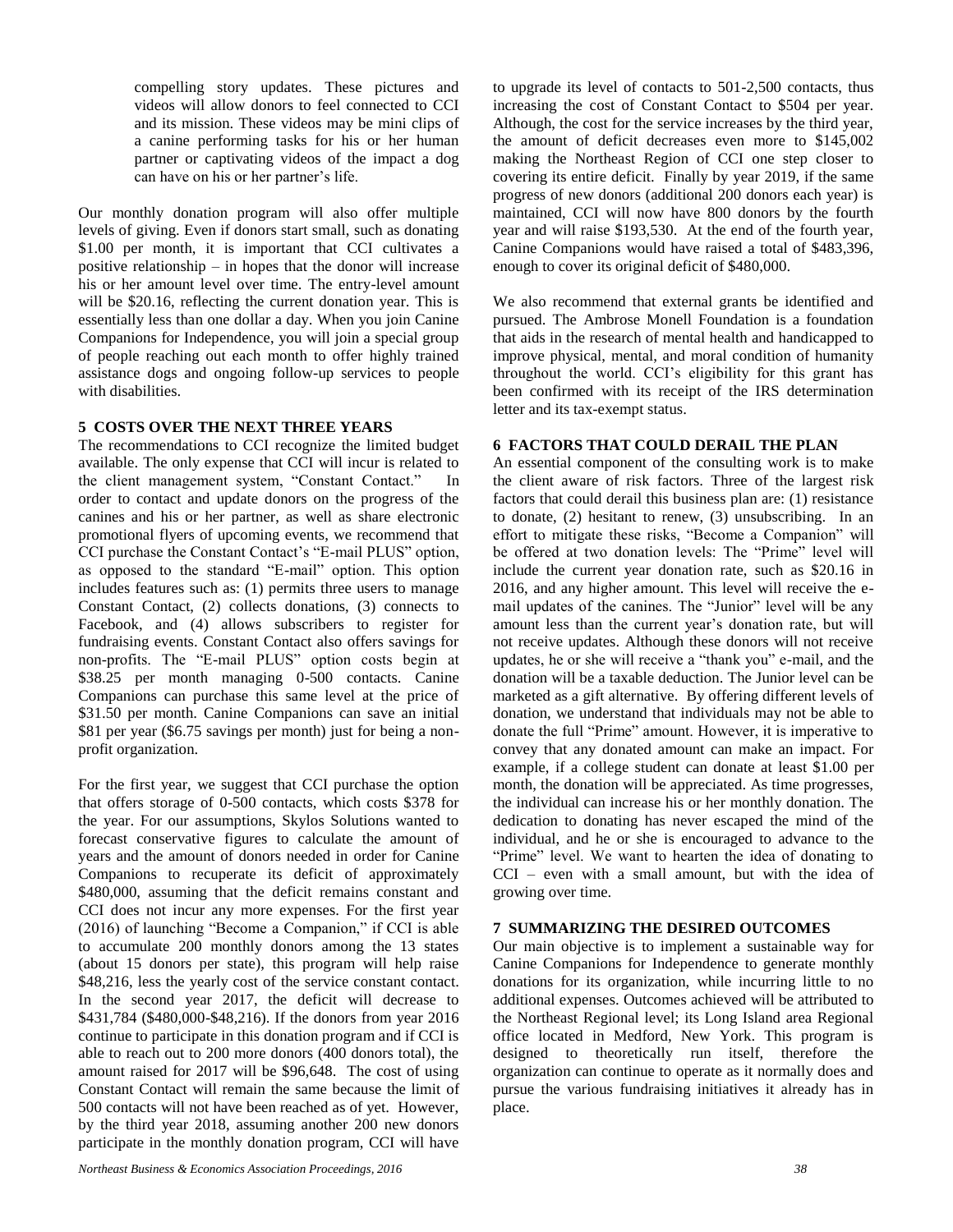compelling story updates. These pictures and videos will allow donors to feel connected to CCI and its mission. These videos may be mini clips of a canine performing tasks for his or her human partner or captivating videos of the impact a dog can have on his or her partner's life.

Our monthly donation program will also offer multiple levels of giving. Even if donors start small, such as donating $1.00 per month, it is important that CCI cultivates a positive relationship – in hopes that the donor will increase his or her amount level over time. The entry-level amount will be $20.16, reflecting the current donation year. This is essentially less than one dollar a day. When you join Canine Companions for Independence, you will join a special group of people reaching out each month to offer highly trained assistance dogs and ongoing follow-up services to people with disabilities.

## 5 COSTS OVER THE NEXT THREE YEARS

The recommendations to CCI recognize the limited budget available. The only expense that CCI will incur is related to the client management system, "Constant Contact." In order to contact and update donors on the progress of the canines and his or her partner, as well as share electronic promotional flyers of upcoming events, we recommend that CCI purchase the Constant Contact's "E-mail PLUS" option, as opposed to the standard "E-mail" option. This option includes features such as: (1) permits three users to manage Constant Contact, (2) collects donations, (3) connects to Facebook, and (4) allows subscribers to register for fundraising events. Constant Contact also offers savings for non-profits. The "E-mail PLUS" option costs begin at $38.25 per month managing 0-500 contacts. Canine Companions can purchase this same level at the price of $31.50 per month. Canine Companions can save an initial $81 per year ($6.75 savings per month) just for being a non-profit organization.

For the first year, we suggest that CCI purchase the option that offers storage of 0-500 contacts, which costs $378 for the year. For our assumptions, Skylos Solutions wanted to forecast conservative figures to calculate the amount of years and the amount of donors needed in order for Canine Companions to recuperate its deficit of approximately $480,000, assuming that the deficit remains constant and CCI does not incur any more expenses. For the first year (2016) of launching "Become a Companion," if CCI is able to accumulate 200 monthly donors among the 13 states (about 15 donors per state), this program will help raise $48,216, less the yearly cost of the service constant contact. In the second year 2017, the deficit will decrease to $431,784 ($480,000-$48,216). If the donors from year 2016 continue to participate in this donation program and if CCI is able to reach out to 200 more donors (400 donors total), the amount raised for 2017 will be $96,648. The cost of using Constant Contact will remain the same because the limit of 500 contacts will not have been reached as of yet. However, by the third year 2018, assuming another 200 new donors participate in the monthly donation program, CCI will have to upgrade its level of contacts to 501-2,500 contacts, thus increasing the cost of Constant Contact to $504 per year. Although, the cost for the service increases by the third year, the amount of deficit decreases even more to $145,002 making the Northeast Region of CCI one step closer to covering its entire deficit. Finally by year 2019, if the same progress of new donors (additional 200 donors each year) is maintained, CCI will now have 800 donors by the fourth year and will raise $193,530. At the end of the fourth year, Canine Companions would have raised a total of $483,396, enough to cover its original deficit of $480,000.

We also recommend that external grants be identified and pursued. The Ambrose Monell Foundation is a foundation that aids in the research of mental health and handicapped to improve physical, mental, and moral condition of humanity throughout the world. CCI's eligibility for this grant has been confirmed with its receipt of the IRS determination letter and its tax-exempt status.

## 6 FACTORS THAT COULD DERAIL THE PLAN

An essential component of the consulting work is to make the client aware of risk factors. Three of the largest risk factors that could derail this business plan are: (1) resistance to donate, (2) hesitant to renew, (3) unsubscribing. In an effort to mitigate these risks, "Become a Companion" will be offered at two donation levels: The "Prime" level will include the current year donation rate, such as $20.16 in 2016, and any higher amount. This level will receive the e-mail updates of the canines. The "Junior" level will be any amount less than the current year's donation rate, but will not receive updates. Although these donors will not receive updates, he or she will receive a "thank you" e-mail, and the donation will be a taxable deduction. The Junior level can be marketed as a gift alternative. By offering different levels of donation, we understand that individuals may not be able to donate the full "Prime" amount. However, it is imperative to convey that any donated amount can make an impact. For example, if a college student can donate at least $1.00 per month, the donation will be appreciated. As time progresses, the individual can increase his or her monthly donation. The dedication to donating has never escaped the mind of the individual, and he or she is encouraged to advance to the "Prime" level. We want to hearten the idea of donating to CCI – even with a small amount, but with the idea of growing over time.

## 7 SUMMARIZING THE DESIRED OUTCOMES

Our main objective is to implement a sustainable way for Canine Companions for Independence to generate monthly donations for its organization, while incurring little to no additional expenses. Outcomes achieved will be attributed to the Northeast Regional level; its Long Island area Regional office located in Medford, New York. This program is designed to theoretically run itself, therefore the organization can continue to operate as it normally does and pursue the various fundraising initiatives it already has in place.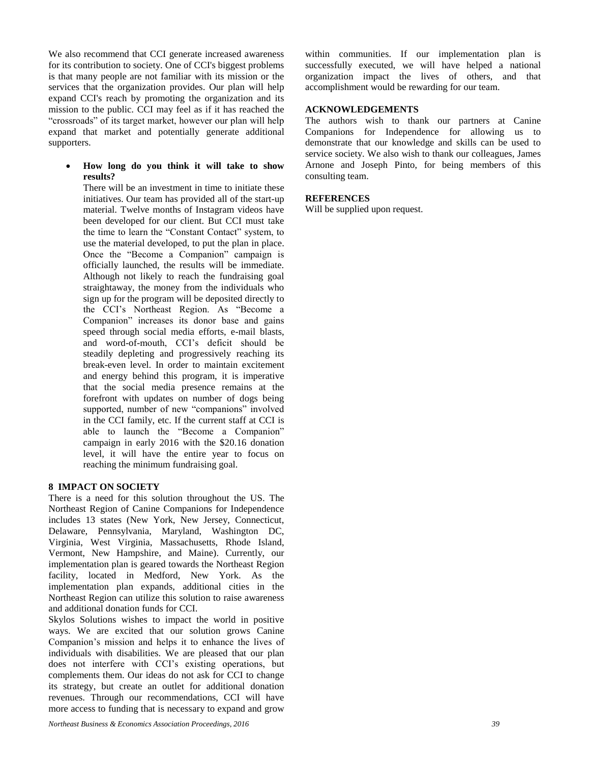We also recommend that CCI generate increased awareness for its contribution to society. One of CCI's biggest problems is that many people are not familiar with its mission or the services that the organization provides. Our plan will help expand CCI's reach by promoting the organization and its mission to the public. CCI may feel as if it has reached the "crossroads" of its target market, however our plan will help expand that market and potentially generate additional supporters.

- **How long do you think it will take to show results?**

  There will be an investment in time to initiate these initiatives. Our team has provided all of the start-up material. Twelve months of Instagram videos have been developed for our client. But CCI must take the time to learn the "Constant Contact" system, to use the material developed, to put the plan in place. Once the "Become a Companion" campaign is officially launched, the results will be immediate. Although not likely to reach the fundraising goal straightaway, the money from the individuals who sign up for the program will be deposited directly to the CCI's Northeast Region. As "Become a Companion" increases its donor base and gains speed through social media efforts, e-mail blasts, and word-of-mouth, CCI's deficit should be steadily depleting and progressively reaching its break-even level. In order to maintain excitement and energy behind this program, it is imperative that the social media presence remains at the forefront with updates on number of dogs being supported, number of new "companions" involved in the CCI family, etc. If the current staff at CCI is able to launch the "Become a Companion" campaign in early 2016 with the $20.16 donation level, it will have the entire year to focus on reaching the minimum fundraising goal.

## 8 IMPACT ON SOCIETY

There is a need for this solution throughout the US. The Northeast Region of Canine Companions for Independence includes 13 states (New York, New Jersey, Connecticut, Delaware, Pennsylvania, Maryland, Washington DC, Virginia, West Virginia, Massachusetts, Rhode Island, Vermont, New Hampshire, and Maine). Currently, our implementation plan is geared towards the Northeast Region facility, located in Medford, New York. As the implementation plan expands, additional cities in the Northeast Region can utilize this solution to raise awareness and additional donation funds for CCI.

Skylos Solutions wishes to impact the world in positive ways. We are excited that our solution grows Canine Companion's mission and helps it to enhance the lives of individuals with disabilities. We are pleased that our plan does not interfere with CCI's existing operations, but complements them. Our ideas do not ask for CCI to change its strategy, but create an outlet for additional donation revenues. Through our recommendations, CCI will have more access to funding that is necessary to expand and grow within communities. If our implementation plan is successfully executed, we will have helped a national organization impact the lives of others, and that accomplishment would be rewarding for our team.

## ACKNOWLEDGEMENTS

The authors wish to thank our partners at Canine Companions for Independence for allowing us to demonstrate that our knowledge and skills can be used to service society. We also wish to thank our colleagues, James Arnone and Joseph Pinto, for being members of this consulting team.

## REFERENCES

Will be supplied upon request.